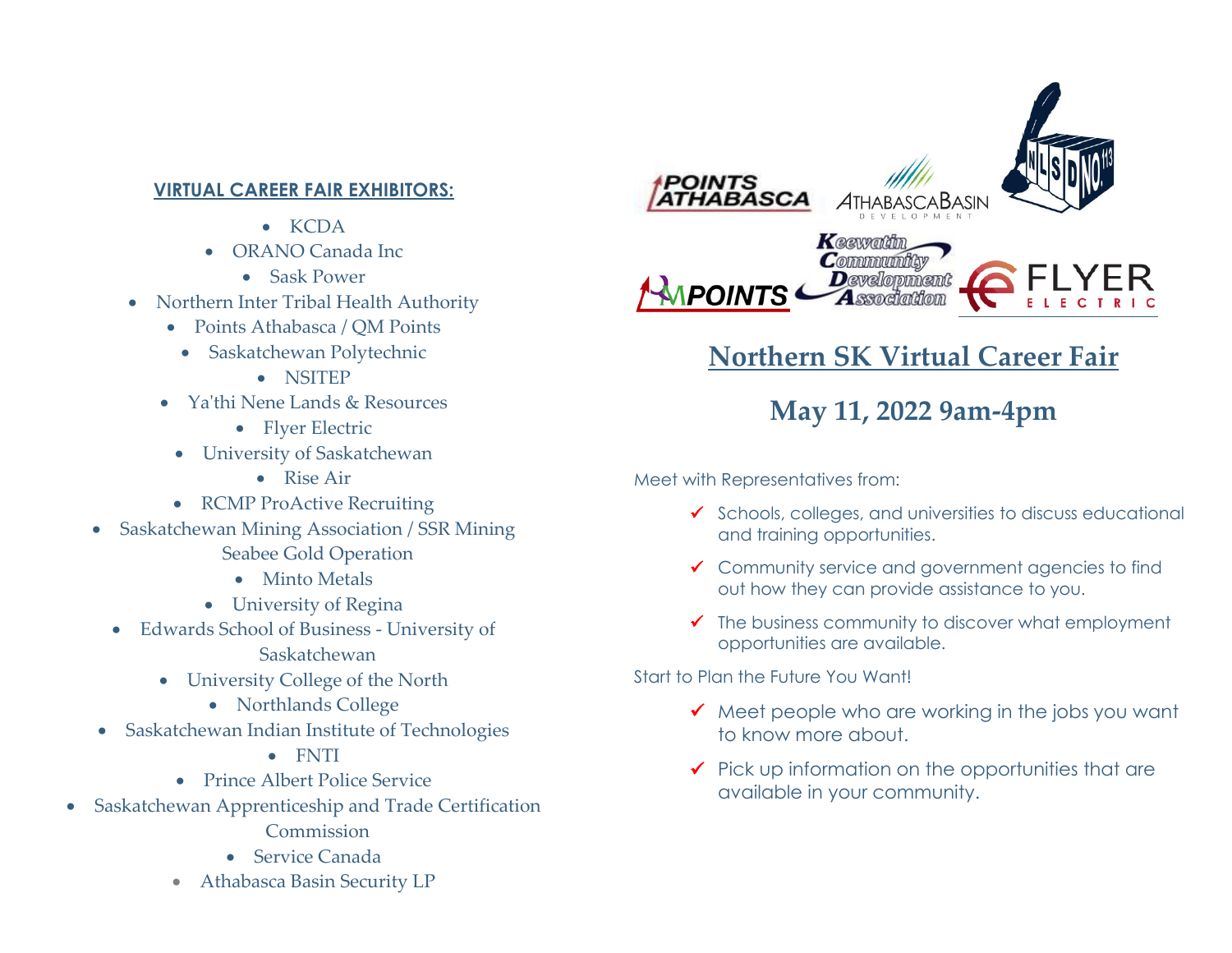**VIRTUAL CAREER FAIR EXHIBITORS:**

- KCDA
- ORANO Canada Inc
- Sask Power
- Northern Inter Tribal Health Authority
- Points Athabasca / QM Points
- Saskatchewan Polytechnic
- NSITEP
- Ya'thi Nene Lands & Resources
- Flyer Electric
- University of Saskatchewan
- Rise Air
- RCMP ProActive Recruiting
- Saskatchewan Mining Association / SSR Mining Seabee Gold Operation
- Minto Metals
- University of Regina
- Edwards School of Business - University of Saskatchewan
- University College of the North
- Northlands College
- Saskatchewan Indian Institute of Technologies
- FNTI
- Prince Albert Police Service
- Saskatchewan Apprenticeship and Trade Certification Commission
- Service Canada
- Athabasca Basin Security LP

# Northern SK Virtual Career Fair

## May 11, 2022 9am-4pm

Meet with Representatives from:

- ✓ Schools, colleges, and universities to discuss educational and training opportunities.
- ✓ Community service and government agencies to find out how they can provide assistance to you.
- ✓ The business community to discover what employment opportunities are available.

Start to Plan the Future You Want!

- ✓ Meet people who are working in the jobs you want to know more about.
- ✓ Pick up information on the opportunities that are available in your community.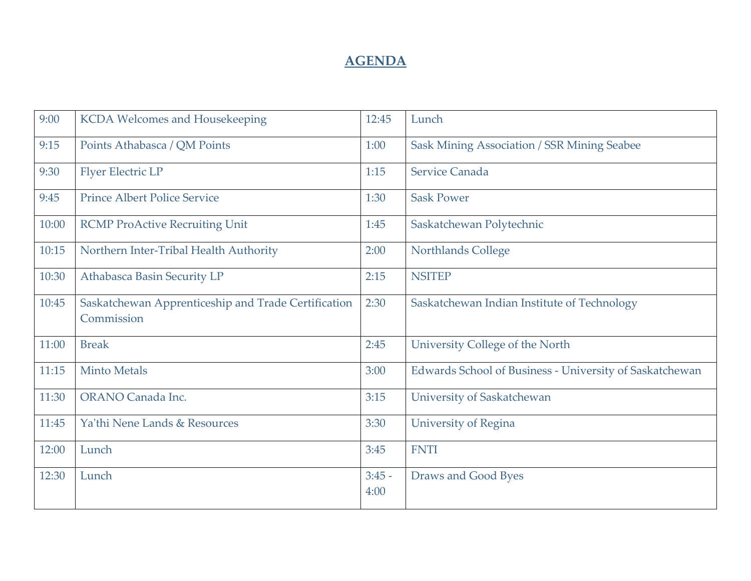# AGENDA

| | | | |
|---|---|---|---|
| 9:00 | KCDA Welcomes and Housekeeping | 12:45 | Lunch |
| 9:15 | Points Athabasca / QM Points | 1:00 | Sask Mining Association / SSR Mining Seabee |
| 9:30 | Flyer Electric LP | 1:15 | Service Canada |
| 9:45 | Prince Albert Police Service | 1:30 | Sask Power |
| 10:00 | RCMP ProActive Recruiting Unit | 1:45 | Saskatchewan Polytechnic |
| 10:15 | Northern Inter-Tribal Health Authority | 2:00 | Northlands College |
| 10:30 | Athabasca Basin Security LP | 2:15 | NSITEP |
| 10:45 | Saskatchewan Apprenticeship and Trade Certification Commission | 2:30 | Saskatchewan Indian Institute of Technology |
| 11:00 | Break | 2:45 | University College of the North |
| 11:15 | Minto Metals | 3:00 | Edwards School of Business - University of Saskatchewan |
| 11:30 | ORANO Canada Inc. | 3:15 | University of Saskatchewan |
| 11:45 | Ya'thi Nene Lands & Resources | 3:30 | University of Regina |
| 12:00 | Lunch | 3:45 | FNTI |
| 12:30 | Lunch | 3:45 - 4:00 | Draws and Good Byes |